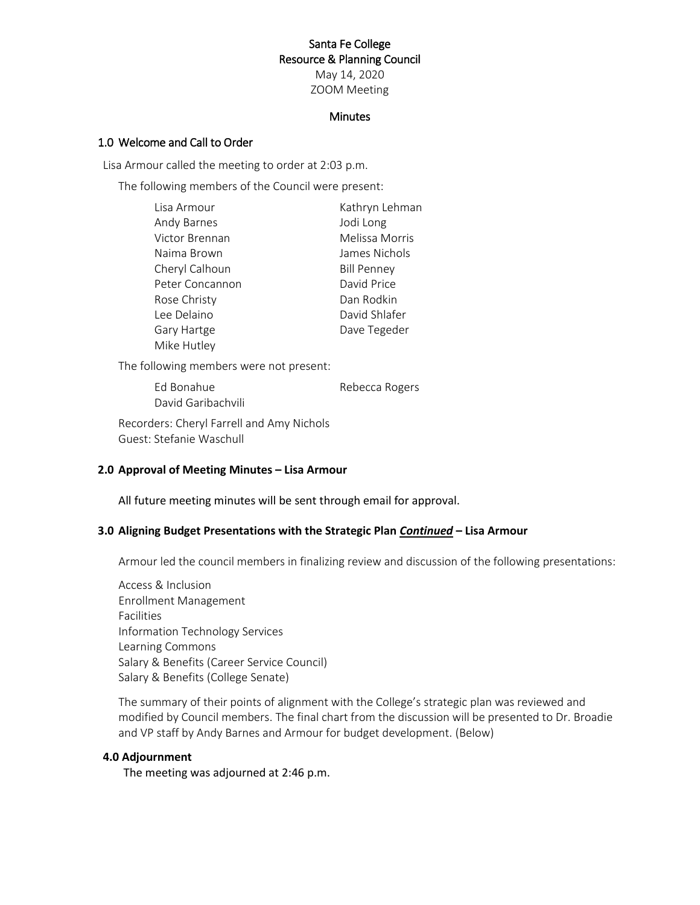# Santa Fe College
## Resource & Planning Council
May 14, 2020
ZOOM Meeting

### Minutes

## 1.0 Welcome and Call to Order

Lisa Armour called the meeting to order at 2:03 p.m.

The following members of the Council were present:

| | |
|---|---|
| Lisa Armour | Kathryn Lehman |
| Andy Barnes | Jodi Long |
| Victor Brennan | Melissa Morris |
| Naima Brown | James Nichols |
| Cheryl Calhoun | Bill Penney |
| Peter Concannon | David Price |
| Rose Christy | Dan Rodkin |
| Lee Delaino | David Shlafer |
| Gary Hartge | Dave Tegeder |
| Mike Hutley | |

The following members were not present:

| | |
|---|---|
| Ed Bonahue | Rebecca Rogers |
| David Garibachvili | |

Recorders: Cheryl Farrell and Amy Nichols
Guest: Stefanie Waschull

## 2.0 Approval of Meeting Minutes – Lisa Armour

All future meeting minutes will be sent through email for approval.

## 3.0 Aligning Budget Presentations with the Strategic Plan ***Continued*** – Lisa Armour

Armour led the council members in finalizing review and discussion of the following presentations:

Access & Inclusion
Enrollment Management
Facilities
Information Technology Services
Learning Commons
Salary & Benefits (Career Service Council)
Salary & Benefits (College Senate)

The summary of their points of alignment with the College's strategic plan was reviewed and modified by Council members. The final chart from the discussion will be presented to Dr. Broadie and VP staff by Andy Barnes and Armour for budget development. (Below)

## 4.0 Adjournment

The meeting was adjourned at 2:46 p.m.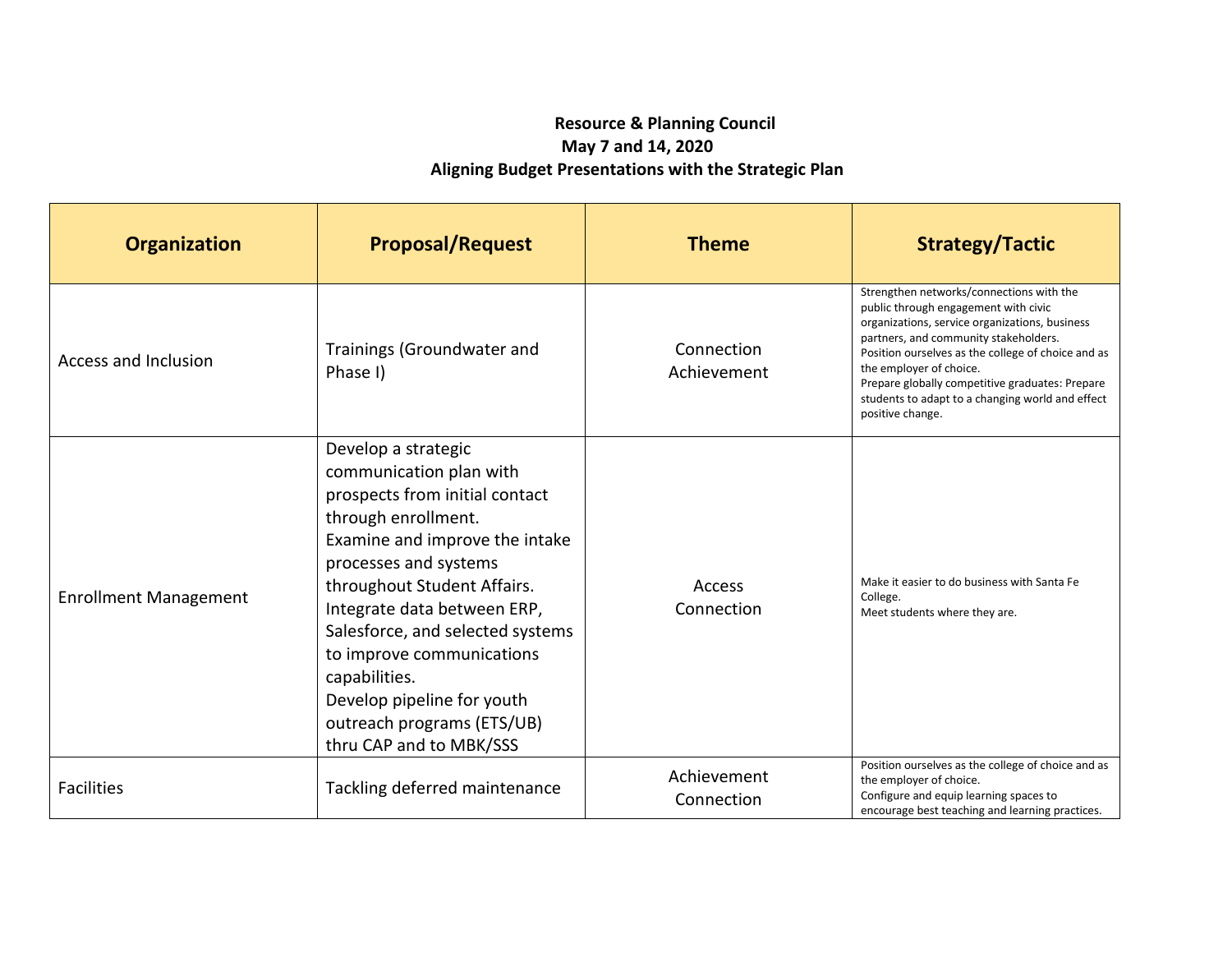**Resource & Planning Council**
**May 7 and 14, 2020**
**Aligning Budget Presentations with the Strategic Plan**

| Organization | Proposal/Request | Theme | Strategy/Tactic |
|---|---|---|---|
| Access and Inclusion | Trainings (Groundwater and Phase I) | Connection<br>Achievement | Strengthen networks/connections with the public through engagement with civic organizations, service organizations, business partners, and community stakeholders.<br>Position ourselves as the college of choice and as the employer of choice.<br>Prepare globally competitive graduates: Prepare students to adapt to a changing world and effect positive change. |
| Enrollment Management | Develop a strategic communication plan with prospects from initial contact through enrollment.<br>Examine and improve the intake processes and systems throughout Student Affairs.<br>Integrate data between ERP, Salesforce, and selected systems to improve communications capabilities.<br>Develop pipeline for youth outreach programs (ETS/UB) thru CAP and to MBK/SSS | Access<br>Connection | Make it easier to do business with Santa Fe College.<br>Meet students where they are. |
| Facilities | Tackling deferred maintenance | Achievement<br>Connection | Position ourselves as the college of choice and as the employer of choice.<br>Configure and equip learning spaces to encourage best teaching and learning practices. |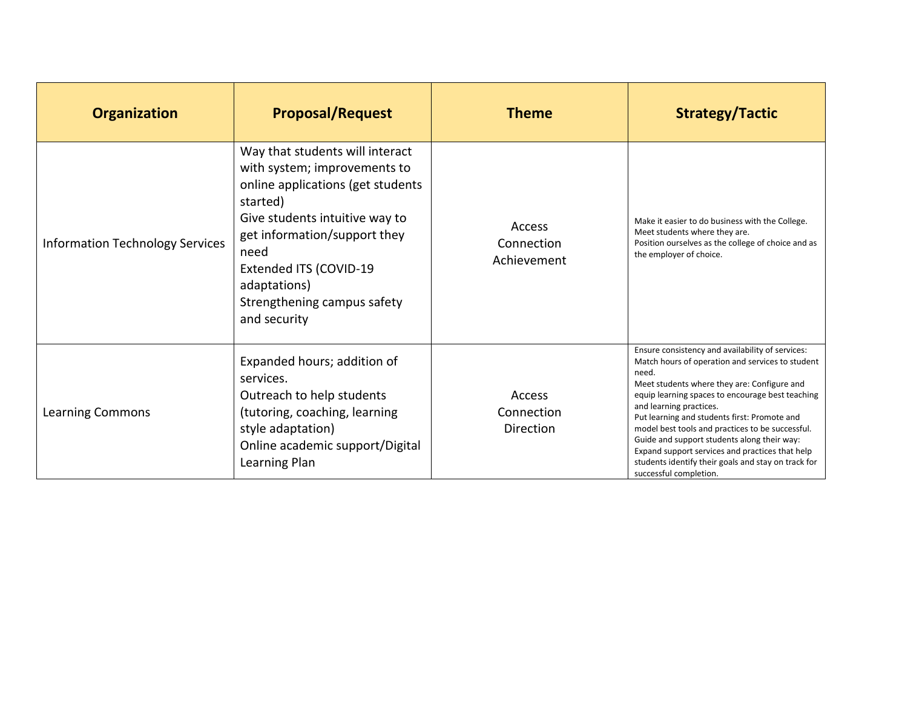| Organization | Proposal/Request | Theme | Strategy/Tactic |
|---|---|---|---|
| Information Technology Services | Way that students will interact with system; improvements to online applications (get students started)<br>Give students intuitive way to get information/support they need<br>Extended ITS (COVID-19 adaptations)<br>Strengthening campus safety and security | Access<br>Connection<br>Achievement | Make it easier to do business with the College.<br>Meet students where they are.<br>Position ourselves as the college of choice and as the employer of choice. |
| Learning Commons | Expanded hours; addition of services.<br>Outreach to help students (tutoring, coaching, learning style adaptation)<br>Online academic support/Digital Learning Plan | Access<br>Connection<br>Direction | Ensure consistency and availability of services: Match hours of operation and services to student need.<br>Meet students where they are: Configure and equip learning spaces to encourage best teaching and learning practices.<br>Put learning and students first: Promote and model best tools and practices to be successful.<br>Guide and support students along their way: Expand support services and practices that help students identify their goals and stay on track for successful completion. |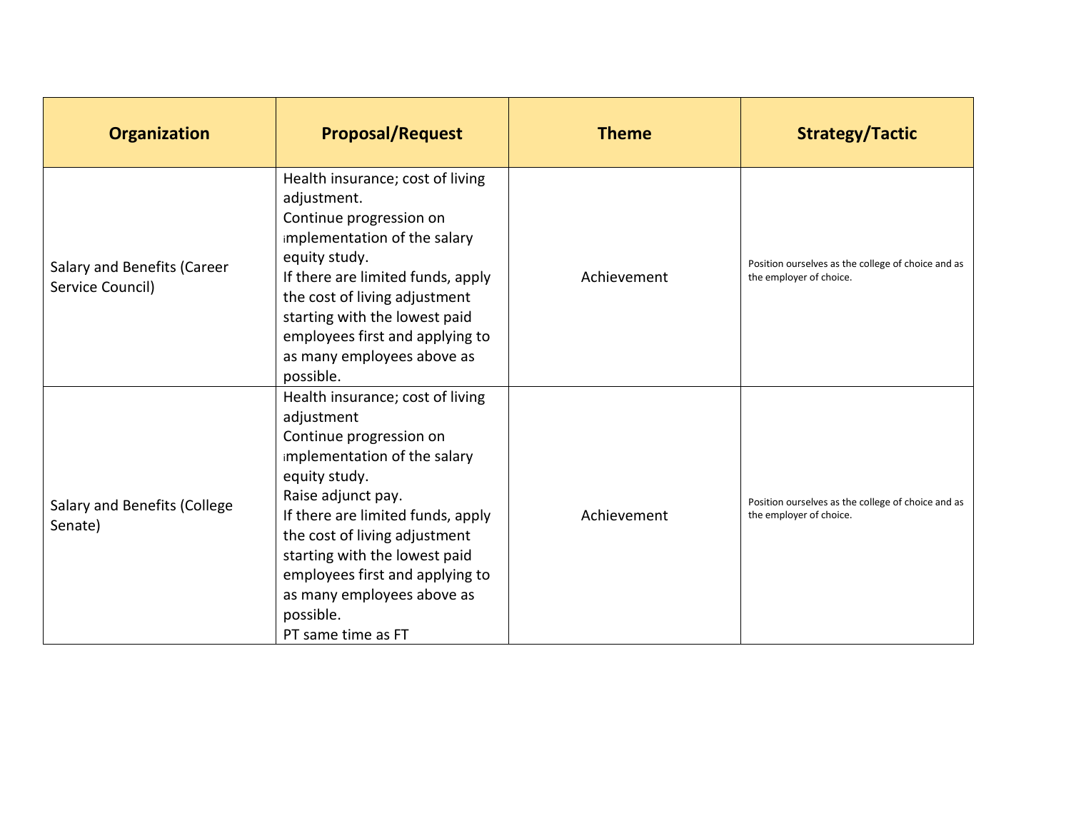| Organization | Proposal/Request | Theme | Strategy/Tactic |
|---|---|---|---|
| Salary and Benefits (Career Service Council) | Health insurance; cost of living adjustment.<br>Continue progression on implementation of the salary equity study.<br>If there are limited funds, apply the cost of living adjustment starting with the lowest paid employees first and applying to as many employees above as possible. | Achievement | Position ourselves as the college of choice and as the employer of choice. |
| Salary and Benefits (College Senate) | Health insurance; cost of living adjustment<br>Continue progression on implementation of the salary equity study.<br>Raise adjunct pay.<br>If there are limited funds, apply the cost of living adjustment starting with the lowest paid employees first and applying to as many employees above as possible.<br>PT same time as FT | Achievement | Position ourselves as the college of choice and as the employer of choice. |